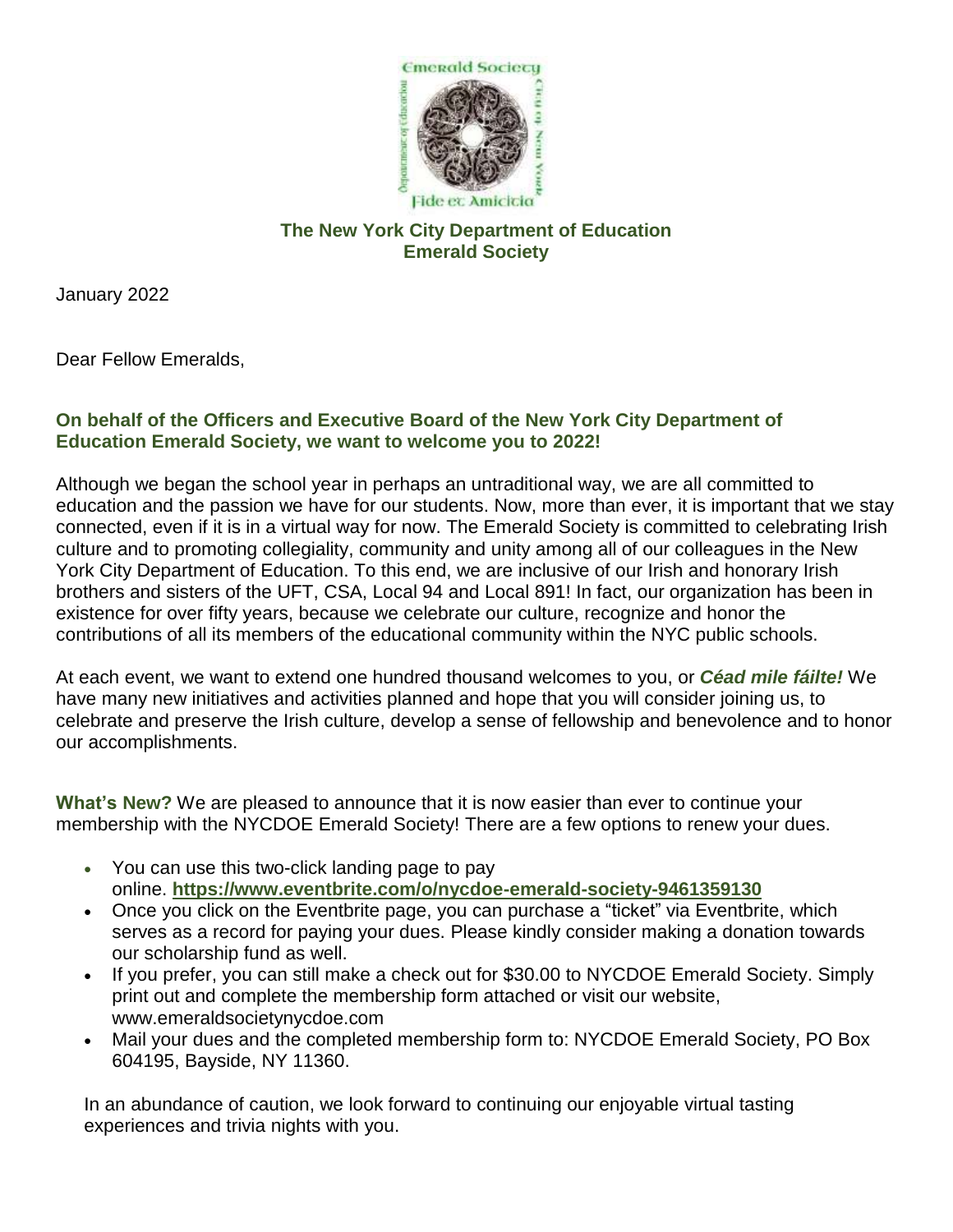**The New York City Department of Education**
**Emerald Society**

January 2022

Dear Fellow Emeralds,

**On behalf of the Officers and Executive Board of the New York City Department of Education Emerald Society, we want to welcome you to 2022!**

Although we began the school year in perhaps an untraditional way, we are all committed to education and the passion we have for our students. Now, more than ever, it is important that we stay connected, even if it is in a virtual way for now. The Emerald Society is committed to celebrating Irish culture and to promoting collegiality, community and unity among all of our colleagues in the New York City Department of Education. To this end, we are inclusive of our Irish and honorary Irish brothers and sisters of the UFT, CSA, Local 94 and Local 891! In fact, our organization has been in existence for over fifty years, because we celebrate our culture, recognize and honor the contributions of all its members of the educational community within the NYC public schools.

At each event, we want to extend one hundred thousand welcomes to you, or ***Céad mile fáilte!*** We have many new initiatives and activities planned and hope that you will consider joining us, to celebrate and preserve the Irish culture, develop a sense of fellowship and benevolence and to honor our accomplishments.

**What's New?** We are pleased to announce that it is now easier than ever to continue your membership with the NYCDOE Emerald Society! There are a few options to renew your dues.

- You can use this two-click landing page to pay online. **https://www.eventbrite.com/o/nycdoe-emerald-society-9461359130**
- Once you click on the Eventbrite page, you can purchase a "ticket" via Eventbrite, which serves as a record for paying your dues. Please kindly consider making a donation towards our scholarship fund as well.
- If you prefer, you can still make a check out for $30.00 to NYCDOE Emerald Society. Simply print out and complete the membership form attached or visit our website, www.emeraldsocietynycdoe.com
- Mail your dues and the completed membership form to: NYCDOE Emerald Society, PO Box 604195, Bayside, NY 11360.

In an abundance of caution, we look forward to continuing our enjoyable virtual tasting experiences and trivia nights with you.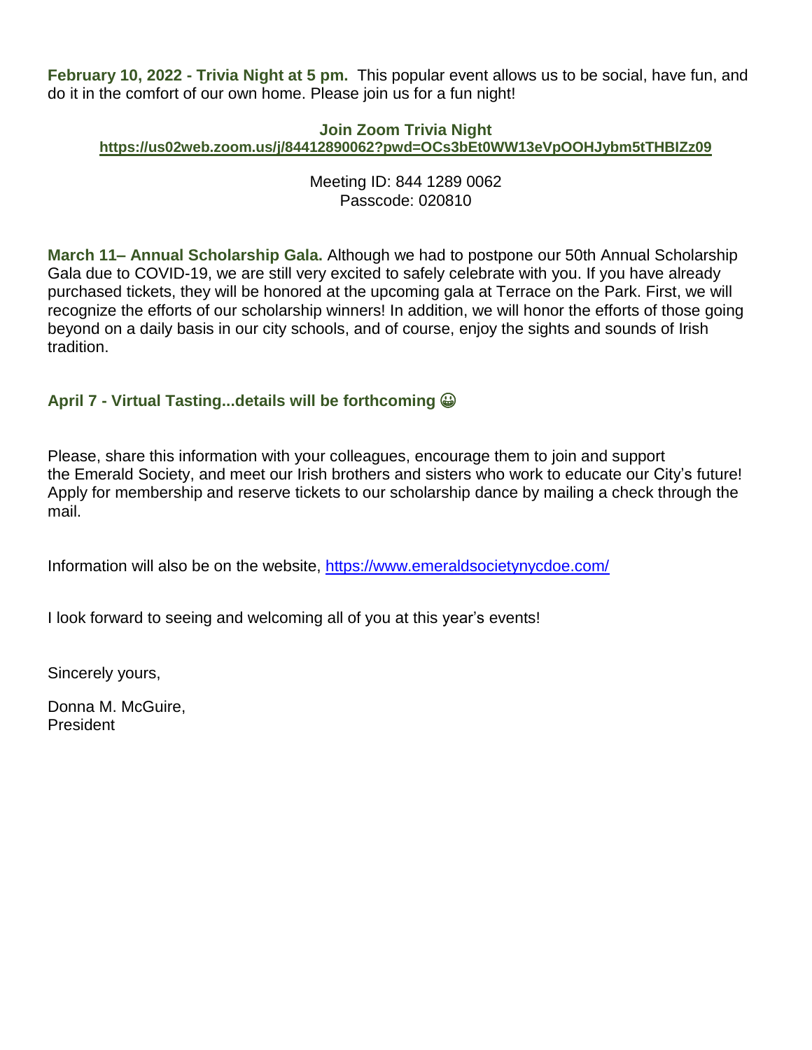**February 10, 2022 - Trivia Night at 5 pm.** This popular event allows us to be social, have fun, and do it in the comfort of our own home. Please join us for a fun night!

**Join Zoom Trivia Night**
**https://us02web.zoom.us/j/84412890062?pwd=OCs3bEt0WW13eVpOOHJybm5tTHBIZz09**

Meeting ID: 844 1289 0062
Passcode: 020810

**March 11– Annual Scholarship Gala.** Although we had to postpone our 50th Annual Scholarship Gala due to COVID-19, we are still very excited to safely celebrate with you. If you have already purchased tickets, they will be honored at the upcoming gala at Terrace on the Park. First, we will recognize the efforts of our scholarship winners! In addition, we will honor the efforts of those going beyond on a daily basis in our city schools, and of course, enjoy the sights and sounds of Irish tradition.

**April 7 - Virtual Tasting...details will be forthcoming 😀**

Please, share this information with your colleagues, encourage them to join and support the Emerald Society, and meet our Irish brothers and sisters who work to educate our City's future! Apply for membership and reserve tickets to our scholarship dance by mailing a check through the mail.

Information will also be on the website, https://www.emeraldsocietynycdoe.com/

I look forward to seeing and welcoming all of you at this year's events!

Sincerely yours,

Donna M. McGuire,
President